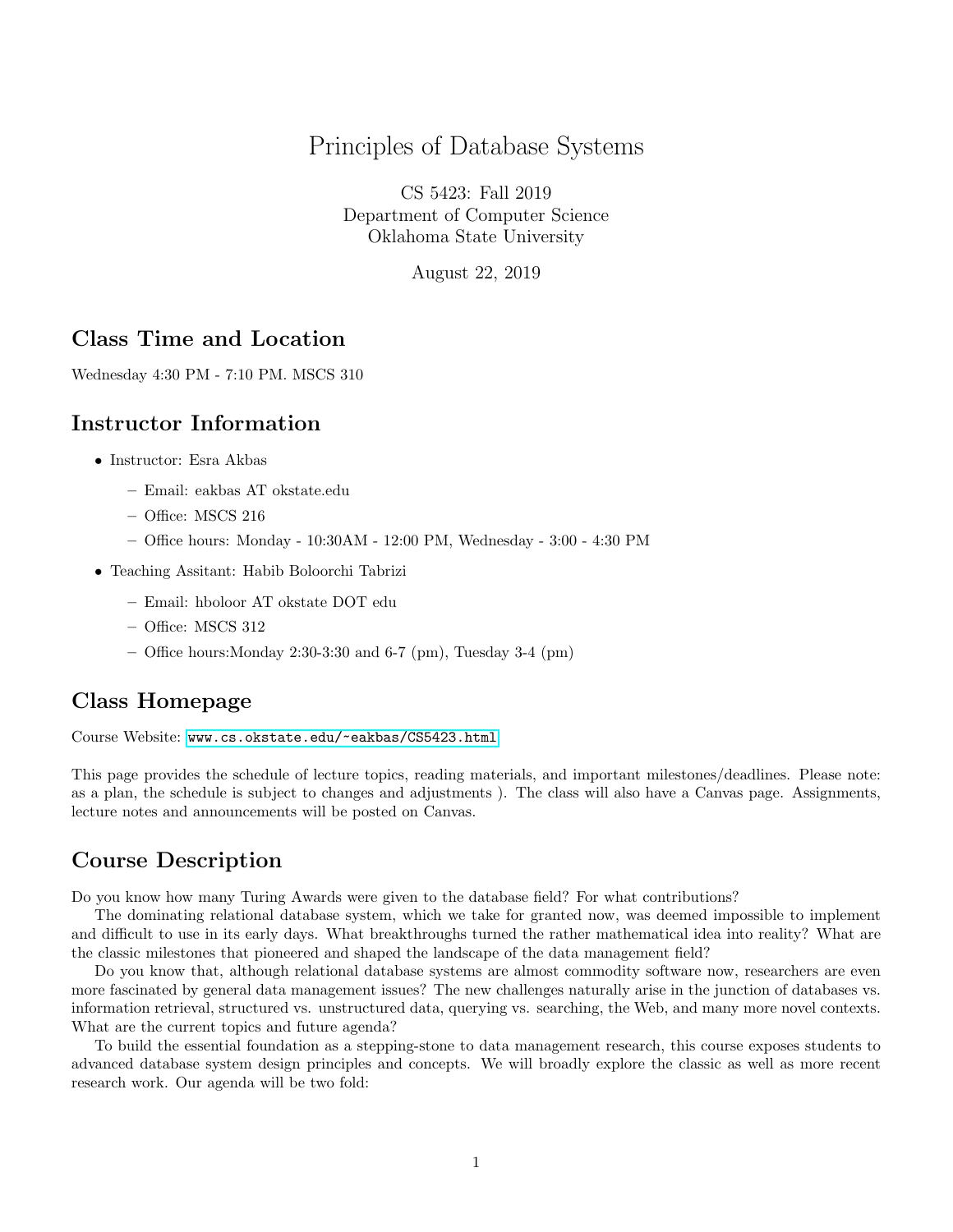# Principles of Database Systems

CS 5423: Fall 2019
Department of Computer Science
Oklahoma State University

August 22, 2019

## Class Time and Location

Wednesday 4:30 PM - 7:10 PM. MSCS 310

## Instructor Information

- Instructor: Esra Akbas
  - Email: eakbas AT okstate.edu
  - Office: MSCS 216
  - Office hours: Monday - 10:30AM - 12:00 PM, Wednesday - 3:00 - 4:30 PM
- Teaching Assitant: Habib Boloorchi Tabrizi
  - Email: hboloor AT okstate DOT edu
  - Office: MSCS 312
  - Office hours:Monday 2:30-3:30 and 6-7 (pm), Tuesday 3-4 (pm)

## Class Homepage

Course Website: www.cs.okstate.edu/~eakbas/CS5423.html

This page provides the schedule of lecture topics, reading materials, and important milestones/deadlines. Please note: as a plan, the schedule is subject to changes and adjustments ). The class will also have a Canvas page. Assignments, lecture notes and announcements will be posted on Canvas.

## Course Description

Do you know how many Turing Awards were given to the database field? For what contributions?

The dominating relational database system, which we take for granted now, was deemed impossible to implement and difficult to use in its early days. What breakthroughs turned the rather mathematical idea into reality? What are the classic milestones that pioneered and shaped the landscape of the data management field?

Do you know that, although relational database systems are almost commodity software now, researchers are even more fascinated by general data management issues? The new challenges naturally arise in the junction of databases vs. information retrieval, structured vs. unstructured data, querying vs. searching, the Web, and many more novel contexts. What are the current topics and future agenda?

To build the essential foundation as a stepping-stone to data management research, this course exposes students to advanced database system design principles and concepts. We will broadly explore the classic as well as more recent research work. Our agenda will be two fold: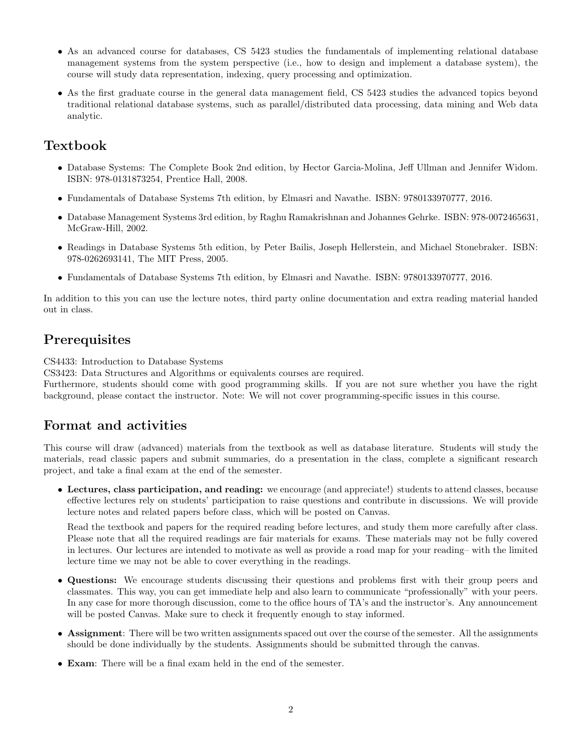- As an advanced course for databases, CS 5423 studies the fundamentals of implementing relational database management systems from the system perspective (i.e., how to design and implement a database system), the course will study data representation, indexing, query processing and optimization.
- As the first graduate course in the general data management field, CS 5423 studies the advanced topics beyond traditional relational database systems, such as parallel/distributed data processing, data mining and Web data analytic.

## Textbook

- Database Systems: The Complete Book 2nd edition, by Hector Garcia-Molina, Jeff Ullman and Jennifer Widom. ISBN: 978-0131873254, Prentice Hall, 2008.
- Fundamentals of Database Systems 7th edition, by Elmasri and Navathe. ISBN: 9780133970777, 2016.
- Database Management Systems 3rd edition, by Raghu Ramakrishnan and Johannes Gehrke. ISBN: 978-0072465631, McGraw-Hill, 2002.
- Readings in Database Systems 5th edition, by Peter Bailis, Joseph Hellerstein, and Michael Stonebraker. ISBN: 978-0262693141, The MIT Press, 2005.
- Fundamentals of Database Systems 7th edition, by Elmasri and Navathe. ISBN: 9780133970777, 2016.

In addition to this you can use the lecture notes, third party online documentation and extra reading material handed out in class.

## Prerequisites

CS4433: Introduction to Database Systems
CS3423: Data Structures and Algorithms or equivalents courses are required.
Furthermore, students should come with good programming skills. If you are not sure whether you have the right background, please contact the instructor. Note: We will not cover programming-specific issues in this course.

## Format and activities

This course will draw (advanced) materials from the textbook as well as database literature. Students will study the materials, read classic papers and submit summaries, do a presentation in the class, complete a significant research project, and take a final exam at the end of the semester.

- **Lectures, class participation, and reading:** we encourage (and appreciate!) students to attend classes, because effective lectures rely on students' participation to raise questions and contribute in discussions. We will provide lecture notes and related papers before class, which will be posted on Canvas.

  Read the textbook and papers for the required reading before lectures, and study them more carefully after class. Please note that all the required readings are fair materials for exams. These materials may not be fully covered in lectures. Our lectures are intended to motivate as well as provide a road map for your reading– with the limited lecture time we may not be able to cover everything in the readings.

- **Questions:** We encourage students discussing their questions and problems first with their group peers and classmates. This way, you can get immediate help and also learn to communicate "professionally" with your peers. In any case for more thorough discussion, come to the office hours of TA's and the instructor's. Any announcement will be posted Canvas. Make sure to check it frequently enough to stay informed.
- **Assignment**: There will be two written assignments spaced out over the course of the semester. All the assignments should be done individually by the students. Assignments should be submitted through the canvas.
- **Exam**: There will be a final exam held in the end of the semester.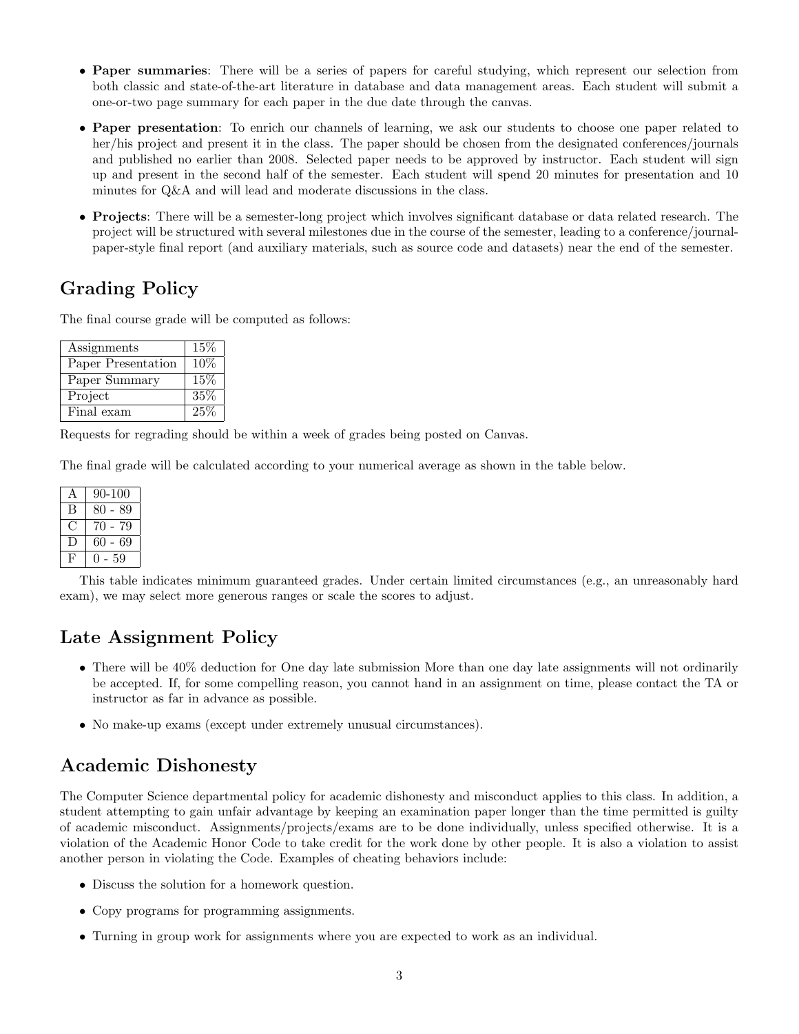- **Paper summaries**: There will be a series of papers for careful studying, which represent our selection from both classic and state-of-the-art literature in database and data management areas. Each student will submit a one-or-two page summary for each paper in the due date through the canvas.

- **Paper presentation**: To enrich our channels of learning, we ask our students to choose one paper related to her/his project and present it in the class. The paper should be chosen from the designated conferences/journals and published no earlier than 2008. Selected paper needs to be approved by instructor. Each student will sign up and present in the second half of the semester. Each student will spend 20 minutes for presentation and 10 minutes for Q&A and will lead and moderate discussions in the class.

- **Projects**: There will be a semester-long project which involves significant database or data related research. The project will be structured with several milestones due in the course of the semester, leading to a conference/journal-paper-style final report (and auxiliary materials, such as source code and datasets) near the end of the semester.

## Grading Policy

The final course grade will be computed as follows:

| Component | Weight |
|---|---|
| Assignments | 15% |
| Paper Presentation | 10% |
| Paper Summary | 15% |
| Project | 35% |
| Final exam | 25% |

Requests for regrading should be within a week of grades being posted on Canvas.

The final grade will be calculated according to your numerical average as shown in the table below.

| Grade | Range |
|---|---|
| A | 90-100 |
| B | 80 - 89 |
| C | 70 - 79 |
| D | 60 - 69 |
| F | 0 - 59 |

This table indicates minimum guaranteed grades. Under certain limited circumstances (e.g., an unreasonably hard exam), we may select more generous ranges or scale the scores to adjust.

## Late Assignment Policy

- There will be 40% deduction for One day late submission More than one day late assignments will not ordinarily be accepted. If, for some compelling reason, you cannot hand in an assignment on time, please contact the TA or instructor as far in advance as possible.

- No make-up exams (except under extremely unusual circumstances).

## Academic Dishonesty

The Computer Science departmental policy for academic dishonesty and misconduct applies to this class. In addition, a student attempting to gain unfair advantage by keeping an examination paper longer than the time permitted is guilty of academic misconduct. Assignments/projects/exams are to be done individually, unless specified otherwise. It is a violation of the Academic Honor Code to take credit for the work done by other people. It is also a violation to assist another person in violating the Code. Examples of cheating behaviors include:

- Discuss the solution for a homework question.

- Copy programs for programming assignments.

- Turning in group work for assignments where you are expected to work as an individual.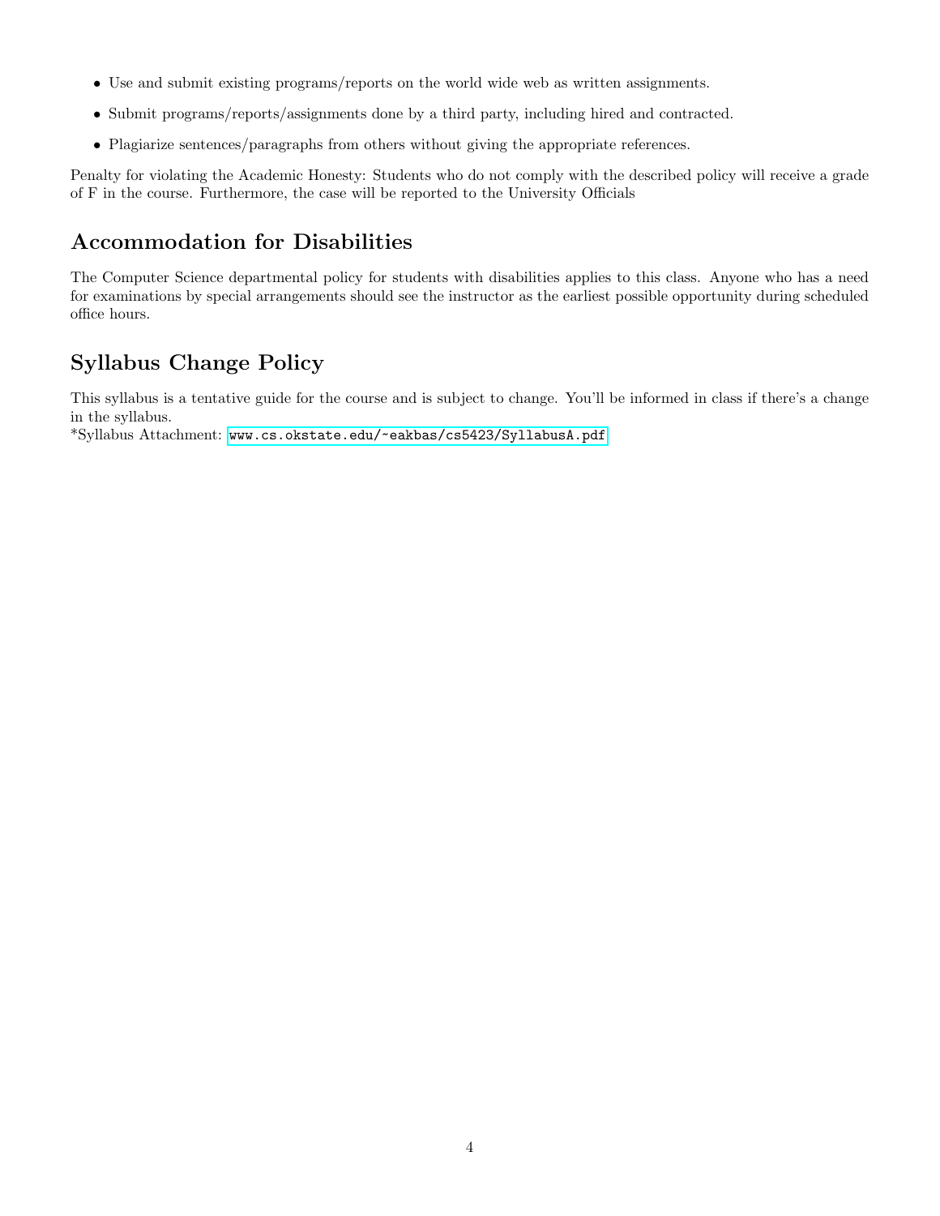- Use and submit existing programs/reports on the world wide web as written assignments.
- Submit programs/reports/assignments done by a third party, including hired and contracted.
- Plagiarize sentences/paragraphs from others without giving the appropriate references.

Penalty for violating the Academic Honesty: Students who do not comply with the described policy will receive a grade of F in the course. Furthermore, the case will be reported to the University Officials

## Accommodation for Disabilities

The Computer Science departmental policy for students with disabilities applies to this class. Anyone who has a need for examinations by special arrangements should see the instructor as the earliest possible opportunity during scheduled office hours.

## Syllabus Change Policy

This syllabus is a tentative guide for the course and is subject to change. You'll be informed in class if there's a change in the syllabus.
*Syllabus Attachment: `www.cs.okstate.edu/~eakbas/cs5423/SyllabusA.pdf`